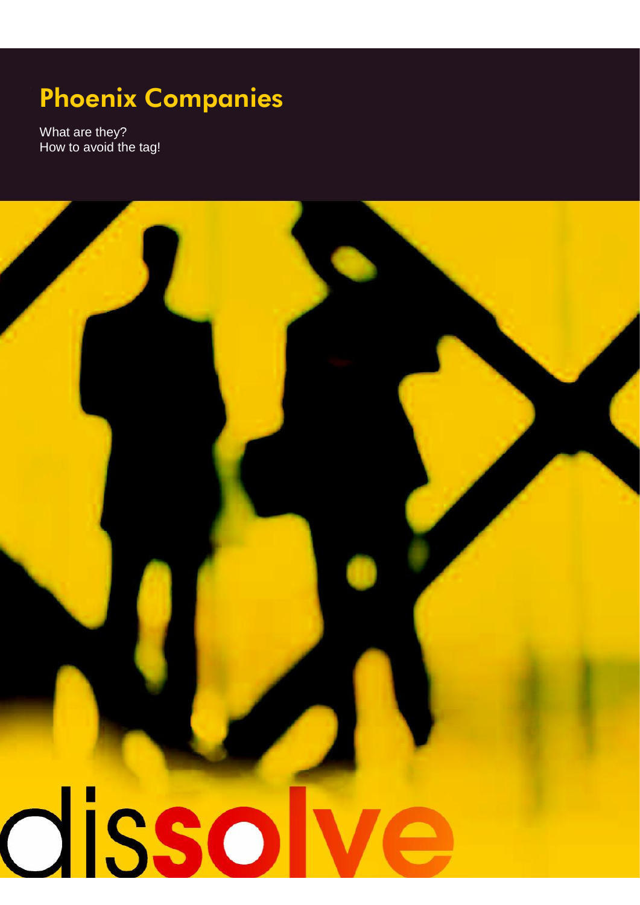# Phoenix Companies

What are they?
How to avoid the tag!

dissolve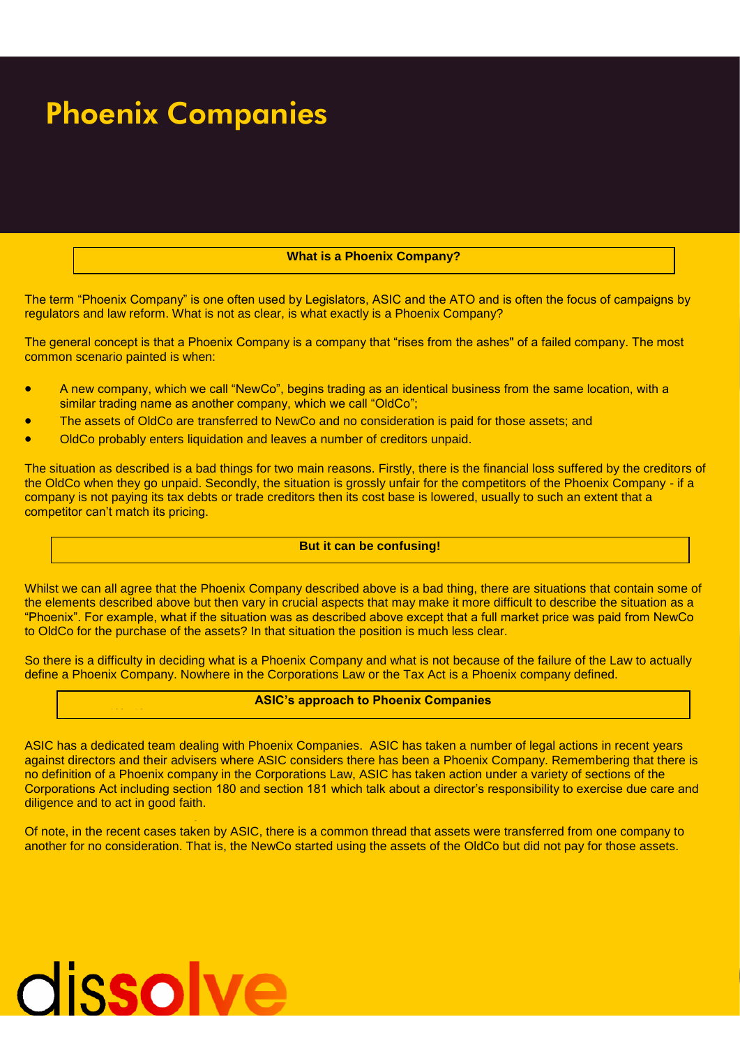# Phoenix Companies

## What is a Phoenix Company?

The term "Phoenix Company" is one often used by Legislators, ASIC and the ATO and is often the focus of campaigns by regulators and law reform. What is not as clear, is what exactly is a Phoenix Company?

The general concept is that a Phoenix Company is a company that "rises from the ashes" of a failed company. The most common scenario painted is when:

- A new company, which we call "NewCo", begins trading as an identical business from the same location, with a similar trading name as another company, which we call "OldCo";
- The assets of OldCo are transferred to NewCo and no consideration is paid for those assets; and
- OldCo probably enters liquidation and leaves a number of creditors unpaid.

The situation as described is a bad things for two main reasons. Firstly, there is the financial loss suffered by the creditors of the OldCo when they go unpaid. Secondly, the situation is grossly unfair for the competitors of the Phoenix Company - if a company is not paying its tax debts or trade creditors then its cost base is lowered, usually to such an extent that a competitor can't match its pricing.

## But it can be confusing!

Whilst we can all agree that the Phoenix Company described above is a bad thing, there are situations that contain some of the elements described above but then vary in crucial aspects that may make it more difficult to describe the situation as a "Phoenix". For example, what if the situation was as described above except that a full market price was paid from NewCo to OldCo for the purchase of the assets? In that situation the position is much less clear.

So there is a difficulty in deciding what is a Phoenix Company and what is not because of the failure of the Law to actually define a Phoenix Company. Nowhere in the Corporations Law or the Tax Act is a Phoenix company defined.

## ASIC's approach to Phoenix Companies

ASIC has a dedicated team dealing with Phoenix Companies. ASIC has taken a number of legal actions in recent years against directors and their advisers where ASIC considers there has been a Phoenix Company. Remembering that there is no definition of a Phoenix company in the Corporations Law, ASIC has taken action under a variety of sections of the Corporations Act including section 180 and section 181 which talk about a director's responsibility to exercise due care and diligence and to act in good faith.

Of note, in the recent cases taken by ASIC, there is a common thread that assets were transferred from one company to another for no consideration. That is, the NewCo started using the assets of the OldCo but did not pay for those assets.

dissolve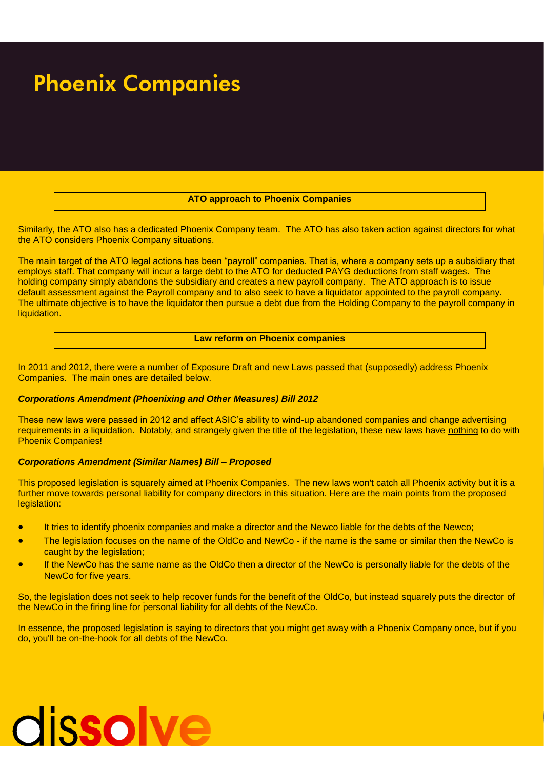# Phoenix Companies

## ATO approach to Phoenix Companies

Similarly, the ATO also has a dedicated Phoenix Company team. The ATO has also taken action against directors for what the ATO considers Phoenix Company situations.

The main target of the ATO legal actions has been "payroll" companies. That is, where a company sets up a subsidiary that employs staff. That company will incur a large debt to the ATO for deducted PAYG deductions from staff wages. The holding company simply abandons the subsidiary and creates a new payroll company. The ATO approach is to issue default assessment against the Payroll company and to also seek to have a liquidator appointed to the payroll company. The ultimate objective is to have the liquidator then pursue a debt due from the Holding Company to the payroll company in liquidation.

## Law reform on Phoenix companies

In 2011 and 2012, there were a number of Exposure Draft and new Laws passed that (supposedly) address Phoenix Companies. The main ones are detailed below.

***Corporations Amendment (Phoenixing and Other Measures) Bill 2012***

These new laws were passed in 2012 and affect ASIC's ability to wind-up abandoned companies and change advertising requirements in a liquidation. Notably, and strangely given the title of the legislation, these new laws have nothing to do with Phoenix Companies!

***Corporations Amendment (Similar Names) Bill – Proposed***

This proposed legislation is squarely aimed at Phoenix Companies. The new laws won't catch all Phoenix activity but it is a further move towards personal liability for company directors in this situation. Here are the main points from the proposed legislation:

- It tries to identify phoenix companies and make a director and the Newco liable for the debts of the Newco;
- The legislation focuses on the name of the OldCo and NewCo - if the name is the same or similar then the NewCo is caught by the legislation;
- If the NewCo has the same name as the OldCo then a director of the NewCo is personally liable for the debts of the NewCo for five years.

So, the legislation does not seek to help recover funds for the benefit of the OldCo, but instead squarely puts the director of the NewCo in the firing line for personal liability for all debts of the NewCo.

In essence, the proposed legislation is saying to directors that you might get away with a Phoenix Company once, but if you do, you'll be on-the-hook for all debts of the NewCo.

dissolve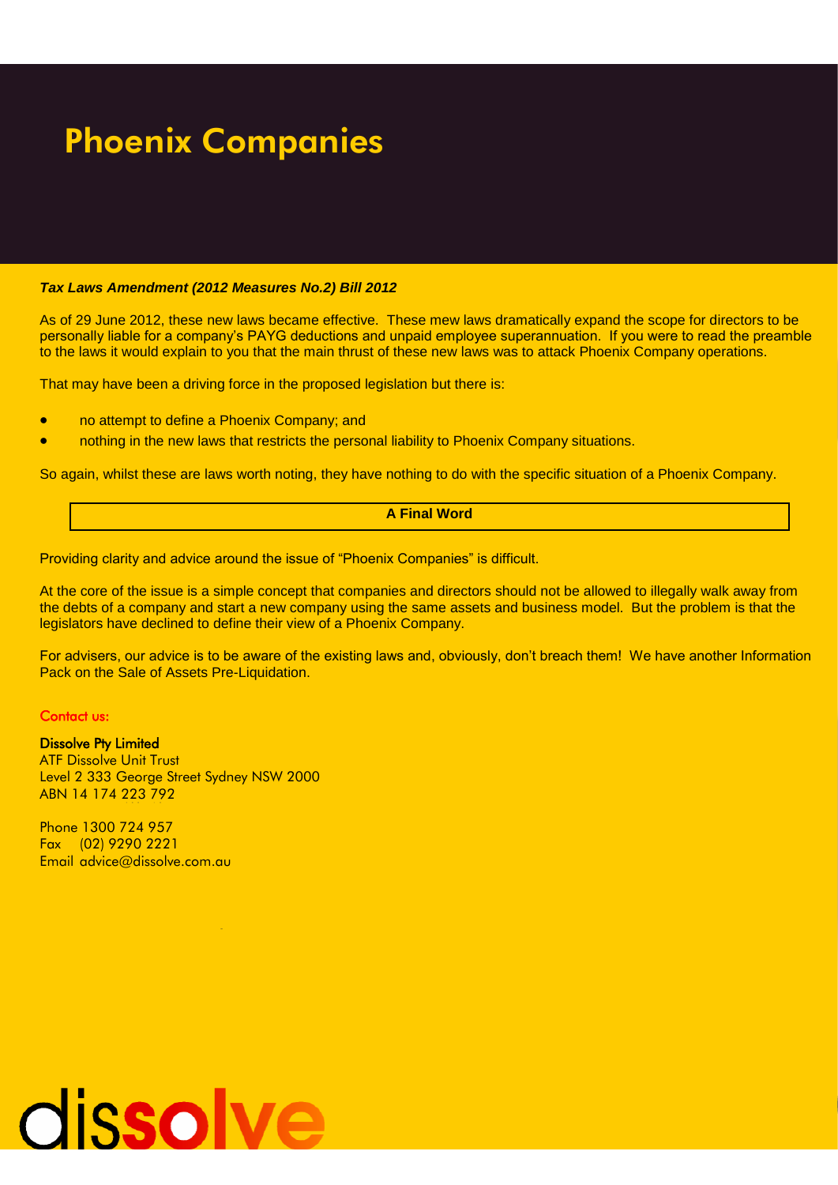# Phoenix Companies

***Tax Laws Amendment (2012 Measures No.2) Bill 2012***

As of 29 June 2012, these new laws became effective. These mew laws dramatically expand the scope for directors to be personally liable for a company's PAYG deductions and unpaid employee superannuation. If you were to read the preamble to the laws it would explain to you that the main thrust of these new laws was to attack Phoenix Company operations.

That may have been a driving force in the proposed legislation but there is:

- no attempt to define a Phoenix Company; and
- nothing in the new laws that restricts the personal liability to Phoenix Company situations.

So again, whilst these are laws worth noting, they have nothing to do with the specific situation of a Phoenix Company.

## A Final Word

Providing clarity and advice around the issue of "Phoenix Companies" is difficult.

At the core of the issue is a simple concept that companies and directors should not be allowed to illegally walk away from the debts of a company and start a new company using the same assets and business model. But the problem is that the legislators have declined to define their view of a Phoenix Company.

For advisers, our advice is to be aware of the existing laws and, obviously, don't breach them! We have another Information Pack on the Sale of Assets Pre-Liquidation.

Contact us:

Dissolve Pty Limited
ATF Dissolve Unit Trust
Level 2 333 George Street Sydney NSW 2000
ABN 14 174 223 792

Phone 1300 724 957
Fax (02) 9290 2221
Email advice@dissolve.com.au

dissolve